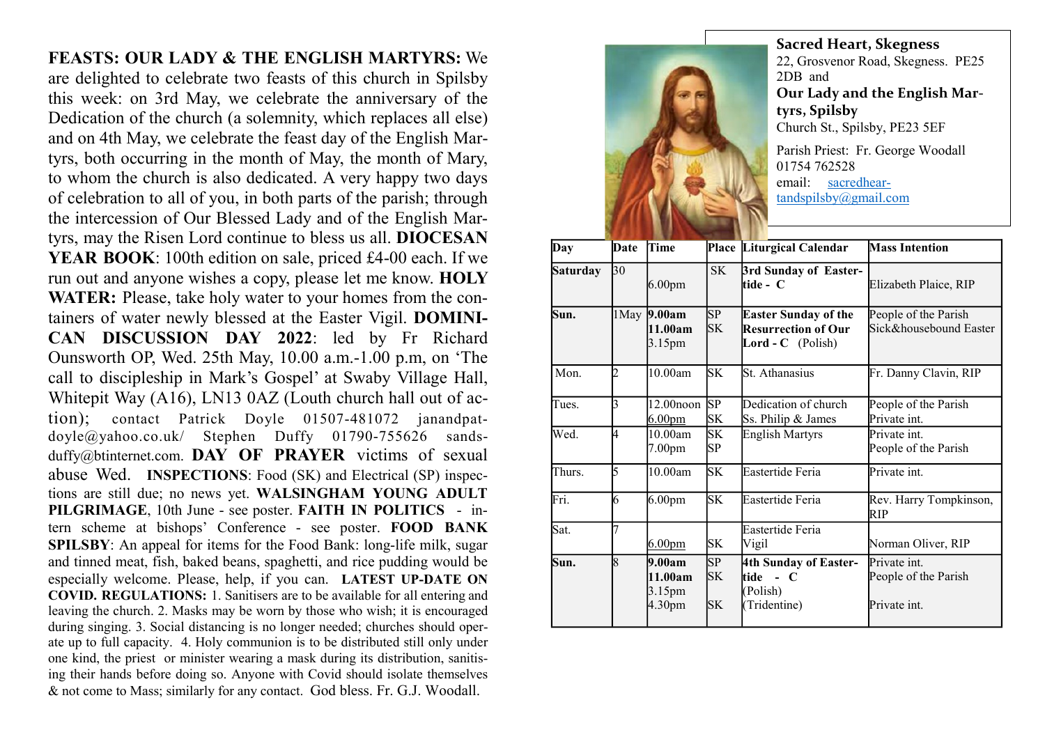**FEASTS: OUR LADY & THE ENGLISH MARTYRS:** We are delighted to celebrate two feasts of this church in Spilsby this week: on 3rd May, we celebrate the anniversary of the Dedication of the church (a solemnity, which replaces all else) and on 4th May, we celebrate the feast day of the English Martyrs, both occurring in the month of May, the month of Mary, to whom the church is also dedicated. A very happy two days of celebration to all of you, in both parts of the parish; through the intercession of Our Blessed Lady and of the English Martyrs, may the Risen Lord continue to bless us all. **DIOCESAN YEAR BOOK**: 100th edition on sale, priced £4-00 each. If we run out and anyone wishes a copy, please let me know. **HOLY WATER:** Please, take holy water to your homes from the containers of water newly blessed at the Easter Vigil. **DOMINICAN DISCUSSION DAY 2022**: led by Fr Richard Ounsworth OP, Wed. 25th May, 10.00 a.m.-1.00 p.m, on 'The call to discipleship in Mark's Gospel' at Swaby Village Hall, Whitepit Way (A16), LN13 0AZ (Louth church hall out of action); contact Patrick Doyle 01507-481072 janandpatdoyle@yahoo.co.uk/ Stephen Duffy 01790-755626 sandsduffy@btinternet.com. **DAY OF PRAYER** victims of sexual abuse Wed. **INSPECTIONS**: Food (SK) and Electrical (SP) inspections are still due; no news yet. **WALSINGHAM YOUNG ADULT PILGRIMAGE**, 10th June - see poster. **FAITH IN POLITICS** - intern scheme at bishops' Conference - see poster. **FOOD BANK SPILSBY**: An appeal for items for the Food Bank: long-life milk, sugar and tinned meat, fish, baked beans, spaghetti, and rice pudding would be especially welcome. Please, help, if you can. **LATEST UP-DATE ON COVID. REGULATIONS:** 1. Sanitisers are to be available for all entering and leaving the church. 2. Masks may be worn by those who wish; it is encouraged during singing. 3. Social distancing is no longer needed; churches should operate up to full capacity. 4. Holy communion is to be distributed still only under one kind, the priest or minister wearing a mask during its distribution, sanitising their hands before doing so. Anyone with Covid should isolate themselves & not come to Mass; similarly for any contact. God bless. Fr. G.J. Woodall.

**Sacred Heart, Skegness**
22, Grosvenor Road, Skegness. PE25 2DB and
**Our Lady and the English Martyrs, Spilsby**
Church St., Spilsby, PE23 5EF

Parish Priest: Fr. George Woodall
01754 762528
email: sacredheartandspilsby@gmail.com

| Day | Date | Time | Place | Liturgical Calendar | Mass Intention |
|---|---|---|---|---|---|
| **Saturday** | 30 | 6.00pm | SK | **3rd Sunday of Eastertide - C** | Elizabeth Plaice, RIP |
| **Sun.** | 1May | **9.00am**<br>**11.00am**<br>3.15pm | SP<br>SK | **Easter Sunday of the Resurrection of Our Lord - C** (Polish) | People of the Parish<br>Sick&housebound Easter |
| Mon. | 2 | 10.00am | SK | St. Athanasius | Fr. Danny Clavin, RIP |
| Tues. | 3 | 12.00noon<br>6.00pm | SP<br>SK | Dedication of church<br>Ss. Philip & James | People of the Parish<br>Private int. |
| Wed. | 4 | 10.00am<br>7.00pm | SK<br>SP | English Martyrs | Private int.<br>People of the Parish |
| Thurs. | 5 | 10.00am | SK | Eastertide Feria | Private int. |
| Fri. | 6 | 6.00pm | SK | Eastertide Feria | Rev. Harry Tompkinson, RIP |
| Sat. | 7 | 6.00pm | SK | Eastertide Feria<br>Vigil | Norman Oliver, RIP |
| **Sun.** | 8 | **9.00am**<br>**11.00am**<br>3.15pm<br>4.30pm | SP<br>SK<br><br>SK | **4th Sunday of Eastertide - C**<br>(Polish)<br>(Tridentine) | Private int.<br>People of the Parish<br><br>Private int. |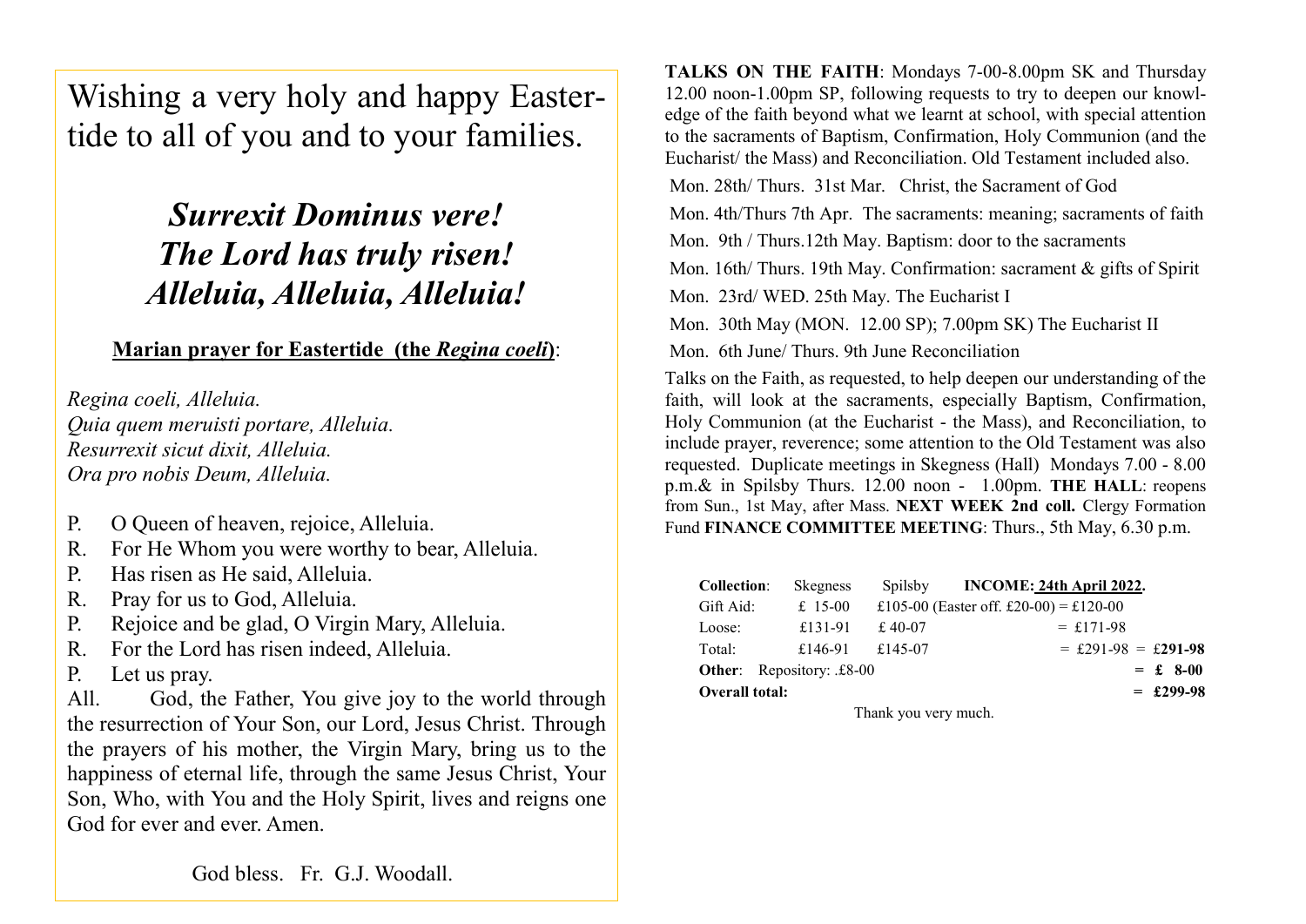Wishing a very holy and happy Eastertide to all of you and to your families.

## *Surrexit Dominus vere!*
## *The Lord has truly risen!*
## *Alleluia, Alleluia, Alleluia!*

**Marian prayer for Eastertide (the *Regina coeli*)**:

*Regina coeli, Alleluia.*
*Quia quem meruisti portare, Alleluia.*
*Resurrexit sicut dixit, Alleluia.*
*Ora pro nobis Deum, Alleluia.*

P. O Queen of heaven, rejoice, Alleluia.
R. For He Whom you were worthy to bear, Alleluia.
P. Has risen as He said, Alleluia.
R. Pray for us to God, Alleluia.
P. Rejoice and be glad, O Virgin Mary, Alleluia.
R. For the Lord has risen indeed, Alleluia.
P. Let us pray.
All. God, the Father, You give joy to the world through the resurrection of Your Son, our Lord, Jesus Christ. Through the prayers of his mother, the Virgin Mary, bring us to the happiness of eternal life, through the same Jesus Christ, Your Son, Who, with You and the Holy Spirit, lives and reigns one God for ever and ever. Amen.

God bless. Fr. G.J. Woodall.

**TALKS ON THE FAITH**: Mondays 7-00-8.00pm SK and Thursday 12.00 noon-1.00pm SP, following requests to try to deepen our knowledge of the faith beyond what we learnt at school, with special attention to the sacraments of Baptism, Confirmation, Holy Communion (and the Eucharist/ the Mass) and Reconciliation. Old Testament included also.

Mon. 28th/ Thurs. 31st Mar. Christ, the Sacrament of God
Mon. 4th/Thurs 7th Apr. The sacraments: meaning; sacraments of faith
Mon. 9th / Thurs.12th May. Baptism: door to the sacraments
Mon. 16th/ Thurs. 19th May. Confirmation: sacrament & gifts of Spirit
Mon. 23rd/ WED. 25th May. The Eucharist I
Mon. 30th May (MON. 12.00 SP); 7.00pm SK) The Eucharist II
Mon. 6th June/ Thurs. 9th June Reconciliation

Talks on the Faith, as requested, to help deepen our understanding of the faith, will look at the sacraments, especially Baptism, Confirmation, Holy Communion (at the Eucharist - the Mass), and Reconciliation, to include prayer, reverence; some attention to the Old Testament was also requested. Duplicate meetings in Skegness (Hall) Mondays 7.00 - 8.00 p.m.& in Spilsby Thurs. 12.00 noon - 1.00pm. **THE HALL**: reopens from Sun., 1st May, after Mass. **NEXT WEEK 2nd coll.** Clergy Formation Fund **FINANCE COMMITTEE MEETING**: Thurs., 5th May, 6.30 p.m.

| **Collection**: | Skegness | Spilsby | **INCOME: 24th April 2022.** | |
|---|---|---|---|---|
| Gift Aid: | £ 15-00 | £105-00 (Easter off. £20-00) | = £120-00 | |
| Loose: | £131-91 | £ 40-07 | = £171-98 | |
| Total: | £146-91 | £145-07 | = £291-98 | = **£291-98** |
| **Other**: Repository: .£8-00 | | | | **= £ 8-00** |
| **Overall total:** | | | | **= £299-98** |

Thank you very much.